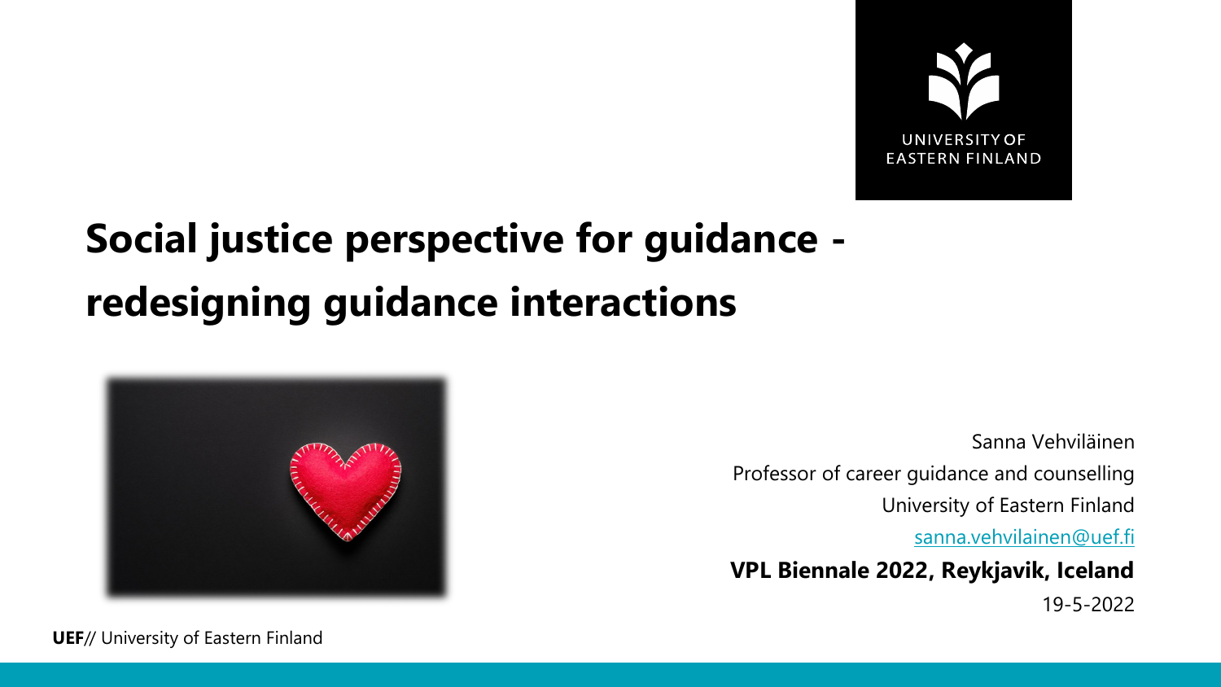# Social justice perspective for guidance - redesigning guidance interactions

Sanna Vehviläinen

Professor of career guidance and counselling

University of Eastern Finland

sanna.vehvilainen@uef.fi

**VPL Biennale 2022, Reykjavik, Iceland**

19-5-2022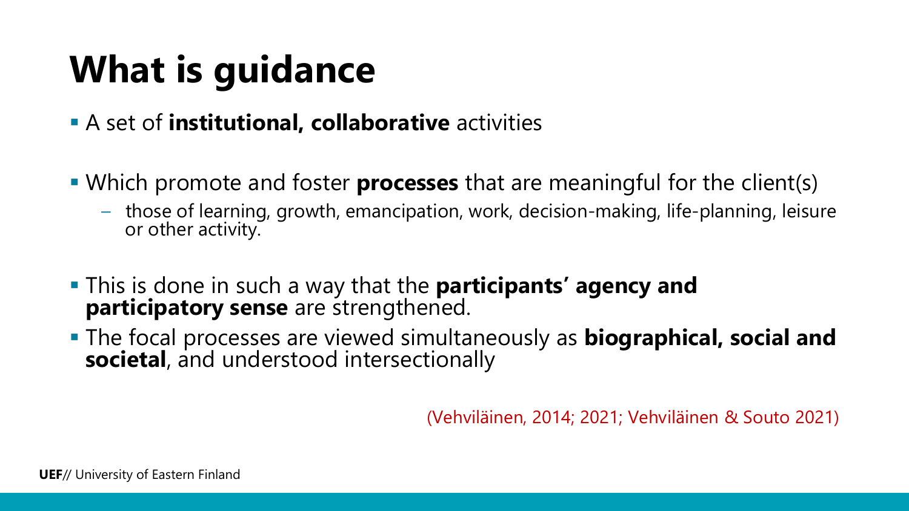# What is guidance

- A set of **institutional, collaborative** activities
- Which promote and foster **processes** that are meaningful for the client(s)
  - those of learning, growth, emancipation, work, decision-making, life-planning, leisure or other activity.
- This is done in such a way that the **participants' agency and participatory sense** are strengthened.
- The focal processes are viewed simultaneously as **biographical, social and societal**, and understood intersectionally

(Vehviläinen, 2014; 2021; Vehviläinen & Souto 2021)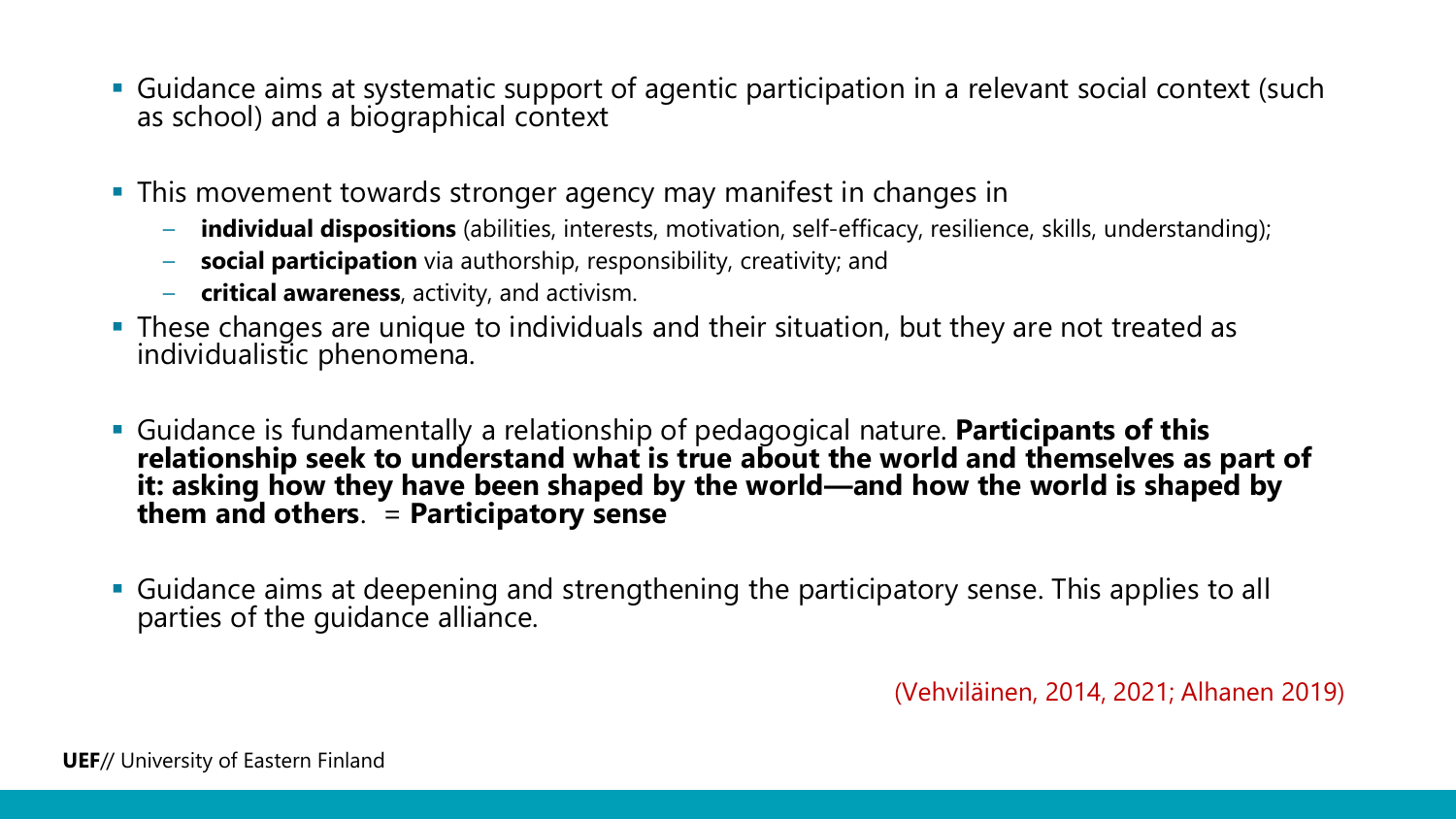- Guidance aims at systematic support of agentic participation in a relevant social context (such as school) and a biographical context
- This movement towards stronger agency may manifest in changes in
  - **individual dispositions** (abilities, interests, motivation, self-efficacy, resilience, skills, understanding);
  - **social participation** via authorship, responsibility, creativity; and
  - **critical awareness**, activity, and activism.
- These changes are unique to individuals and their situation, but they are not treated as individualistic phenomena.
- Guidance is fundamentally a relationship of pedagogical nature. **Participants of this relationship seek to understand what is true about the world and themselves as part of it: asking how they have been shaped by the world—and how the world is shaped by them and others**. = **Participatory sense**
- Guidance aims at deepening and strengthening the participatory sense. This applies to all parties of the guidance alliance.

(Vehviläinen, 2014, 2021; Alhanen 2019)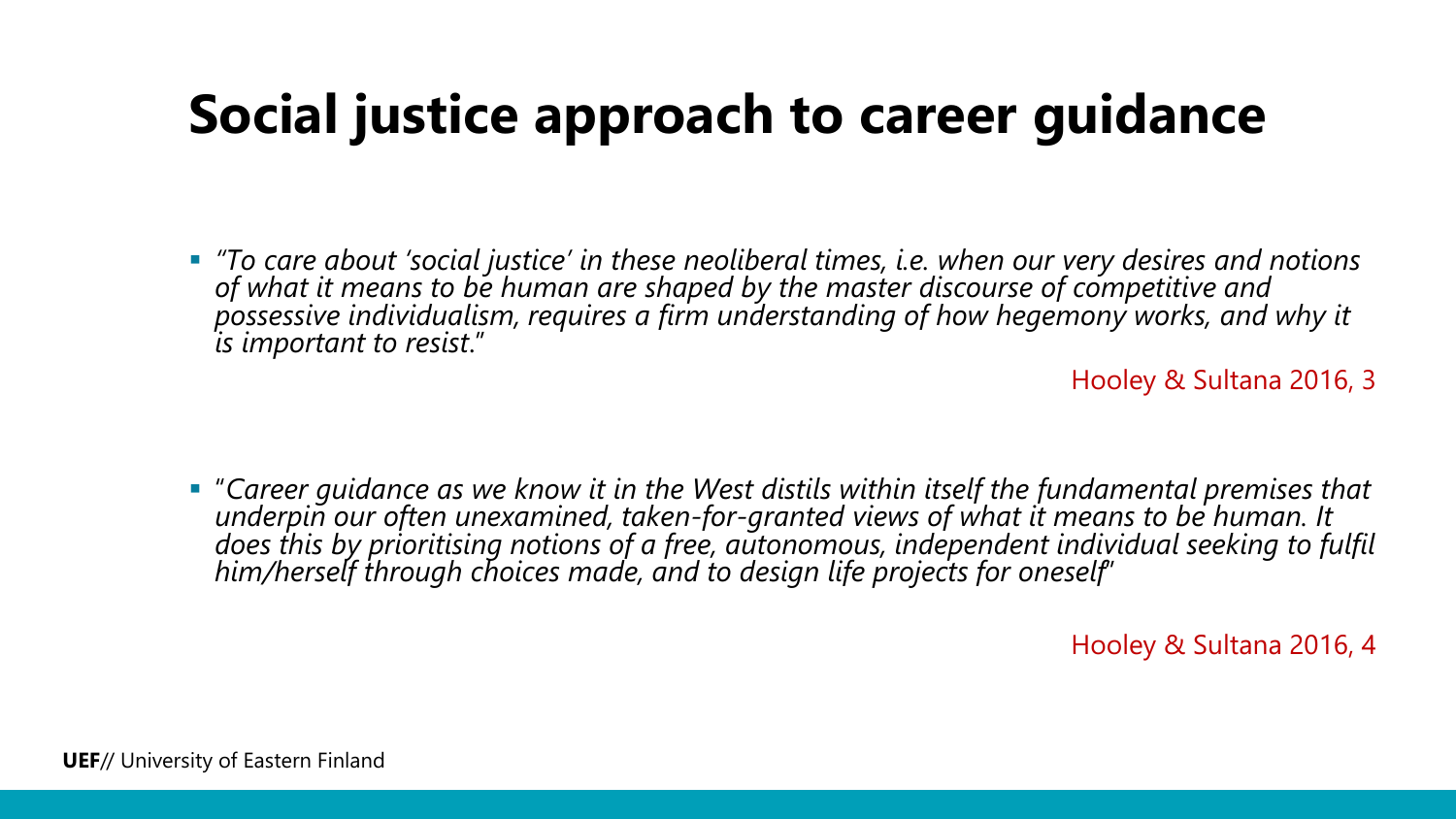# Social justice approach to career guidance

- *"To care about 'social justice' in these neoliberal times, i.e. when our very desires and notions of what it means to be human are shaped by the master discourse of competitive and possessive individualism, requires a firm understanding of how hegemony works, and why it is important to resist."*

  Hooley & Sultana 2016, 3

- "*Career guidance as we know it in the West distils within itself the fundamental premises that underpin our often unexamined, taken-for-granted views of what it means to be human. It does this by prioritising notions of a free, autonomous, independent individual seeking to fulfil him/herself through choices made, and to design life projects for oneself*"

  Hooley & Sultana 2016, 4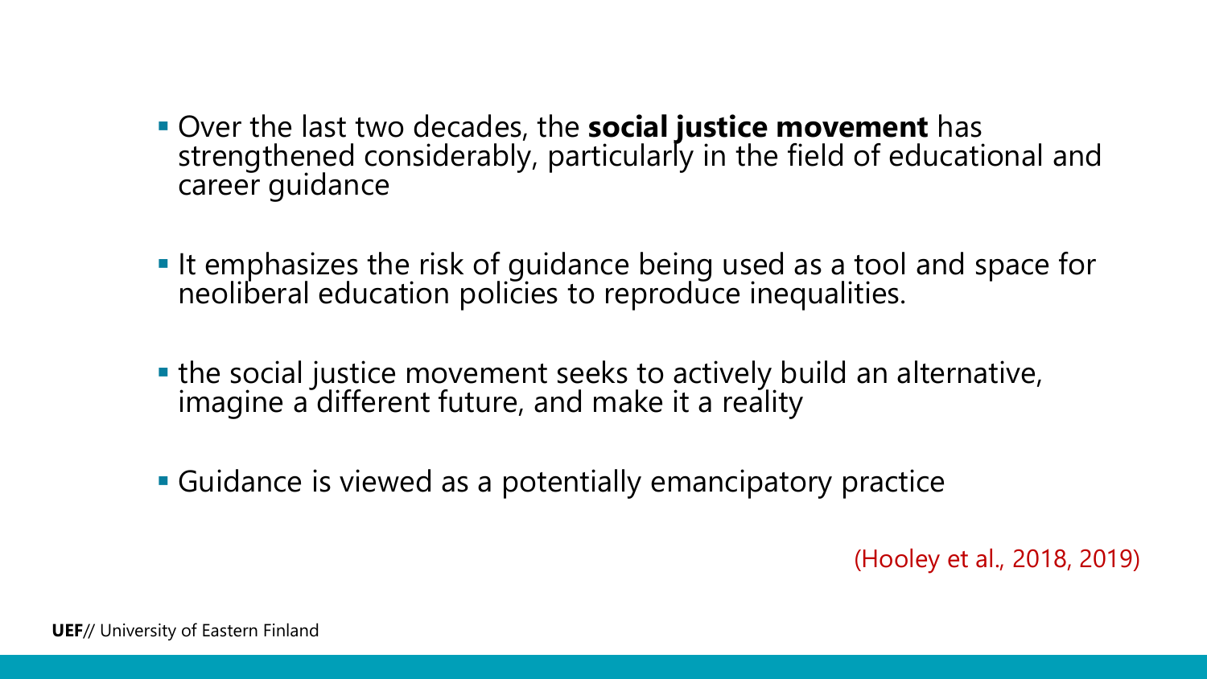- Over the last two decades, the **social justice movement** has strengthened considerably, particularly in the field of educational and career guidance

- It emphasizes the risk of guidance being used as a tool and space for neoliberal education policies to reproduce inequalities.

- the social justice movement seeks to actively build an alternative, imagine a different future, and make it a reality

- Guidance is viewed as a potentially emancipatory practice

(Hooley et al., 2018, 2019)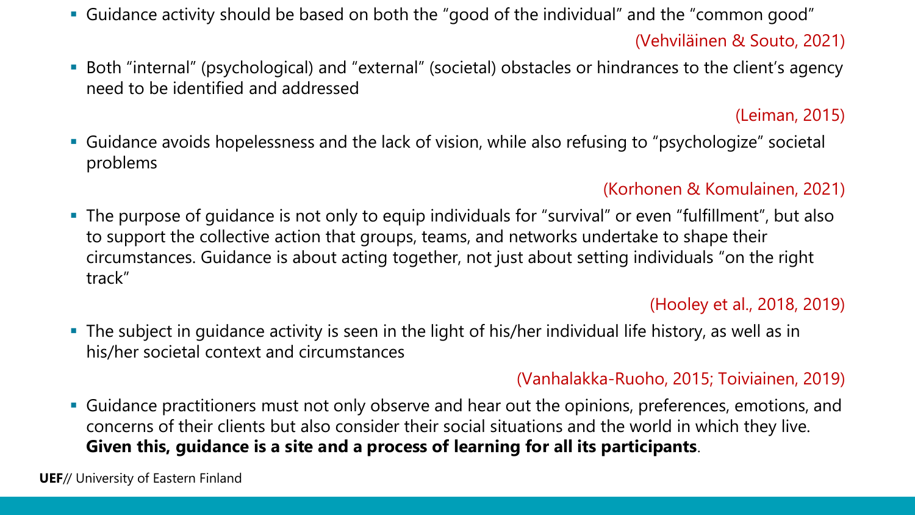- Guidance activity should be based on both the "good of the individual" and the "common good"

  (Vehviläinen & Souto, 2021)

- Both "internal" (psychological) and "external" (societal) obstacles or hindrances to the client's agency need to be identified and addressed

  (Leiman, 2015)

- Guidance avoids hopelessness and the lack of vision, while also refusing to "psychologize" societal problems

  (Korhonen & Komulainen, 2021)

- The purpose of guidance is not only to equip individuals for "survival" or even "fulfillment", but also to support the collective action that groups, teams, and networks undertake to shape their circumstances. Guidance is about acting together, not just about setting individuals "on the right track"

  (Hooley et al., 2018, 2019)

- The subject in guidance activity is seen in the light of his/her individual life history, as well as in his/her societal context and circumstances

  (Vanhalakka-Ruoho, 2015; Toiviainen, 2019)

- Guidance practitioners must not only observe and hear out the opinions, preferences, emotions, and concerns of their clients but also consider their social situations and the world in which they live. **Given this, guidance is a site and a process of learning for all its participants**.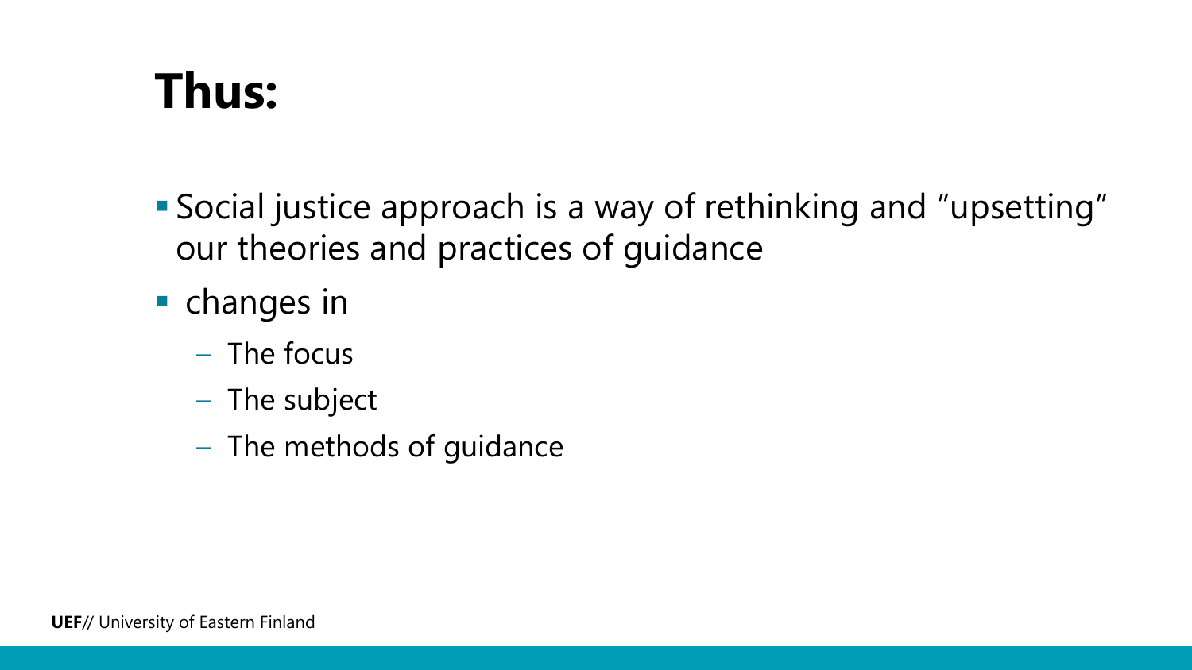# Thus:

- Social justice approach is a way of rethinking and ”upsetting” our theories and practices of guidance
- changes in
  - The focus
  - The subject
  - The methods of guidance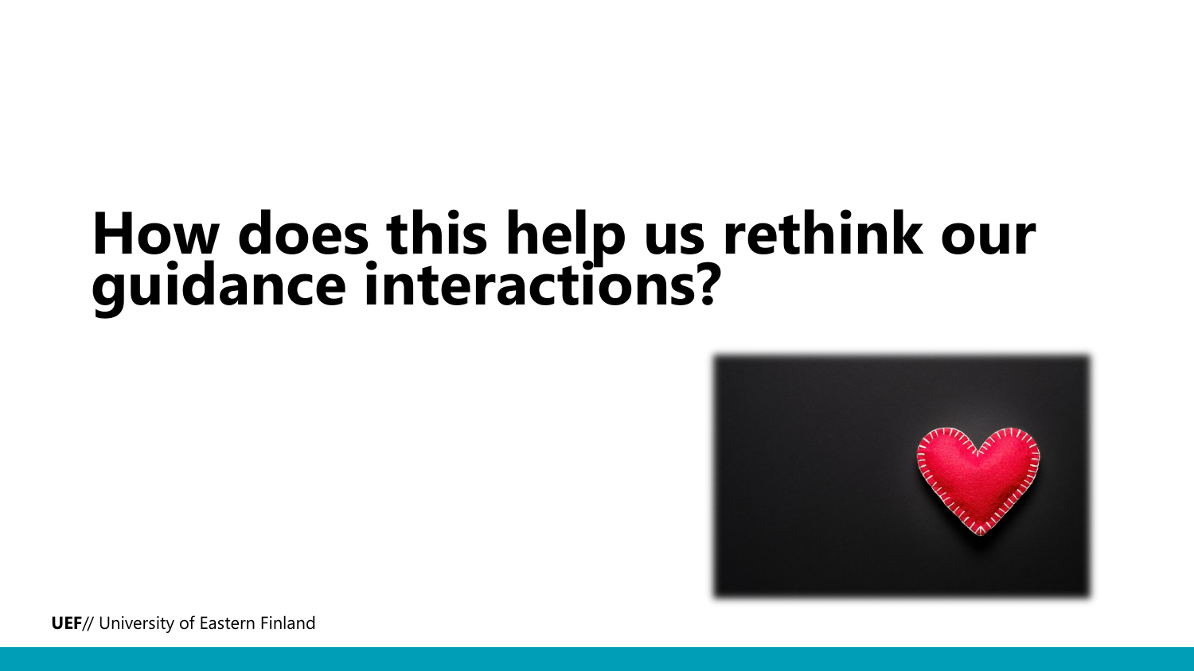# How does this help us rethink our guidance interactions?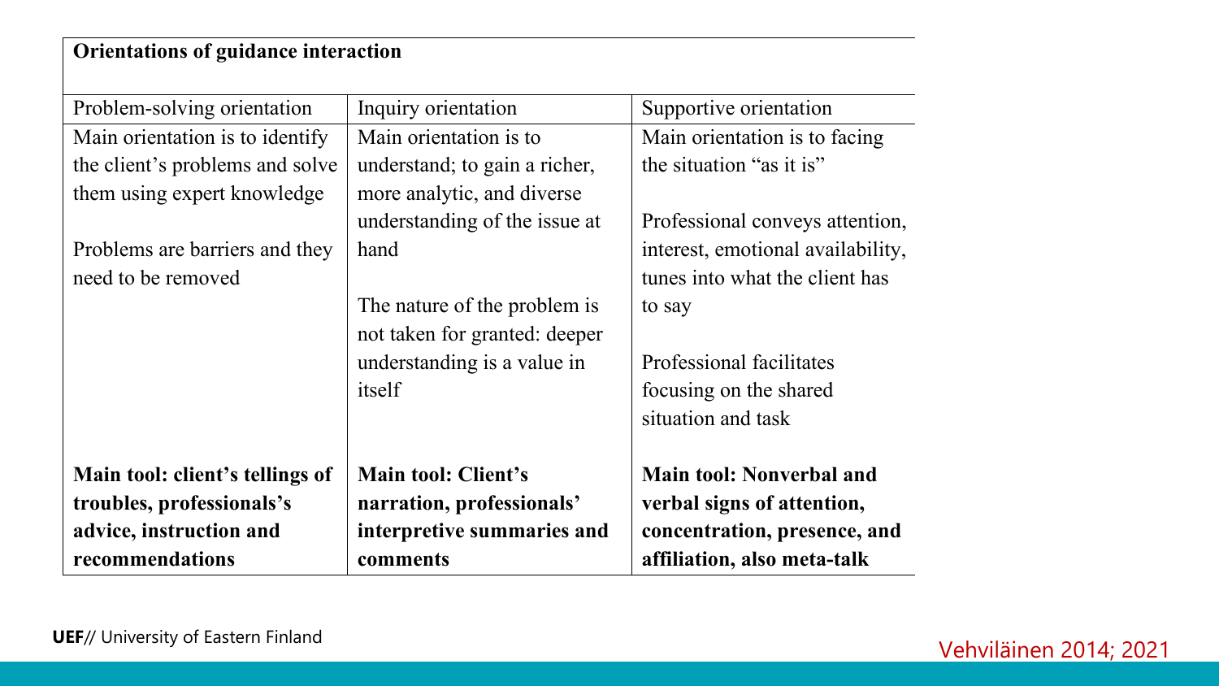| **Orientations of guidance interaction** | | |
|---|---|---|
| Problem-solving orientation | Inquiry orientation | Supportive orientation |
| Main orientation is to identify the client's problems and solve them using expert knowledge<br><br>Problems are barriers and they need to be removed | Main orientation is to understand; to gain a richer, more analytic, and diverse understanding of the issue at hand<br><br>The nature of the problem is not taken for granted: deeper understanding is a value in itself | Main orientation is to facing the situation "as it is"<br><br>Professional conveys attention, interest, emotional availability, tunes into what the client has to say<br><br>Professional facilitates focusing on the shared situation and task |
| **Main tool: client's tellings of troubles, professionals's advice, instruction and recommendations** | **Main tool: Client's narration, professionals' interpretive summaries and comments** | **Main tool: Nonverbal and verbal signs of attention, concentration, presence, and affiliation, also meta-talk** |

Vehviläinen 2014; 2021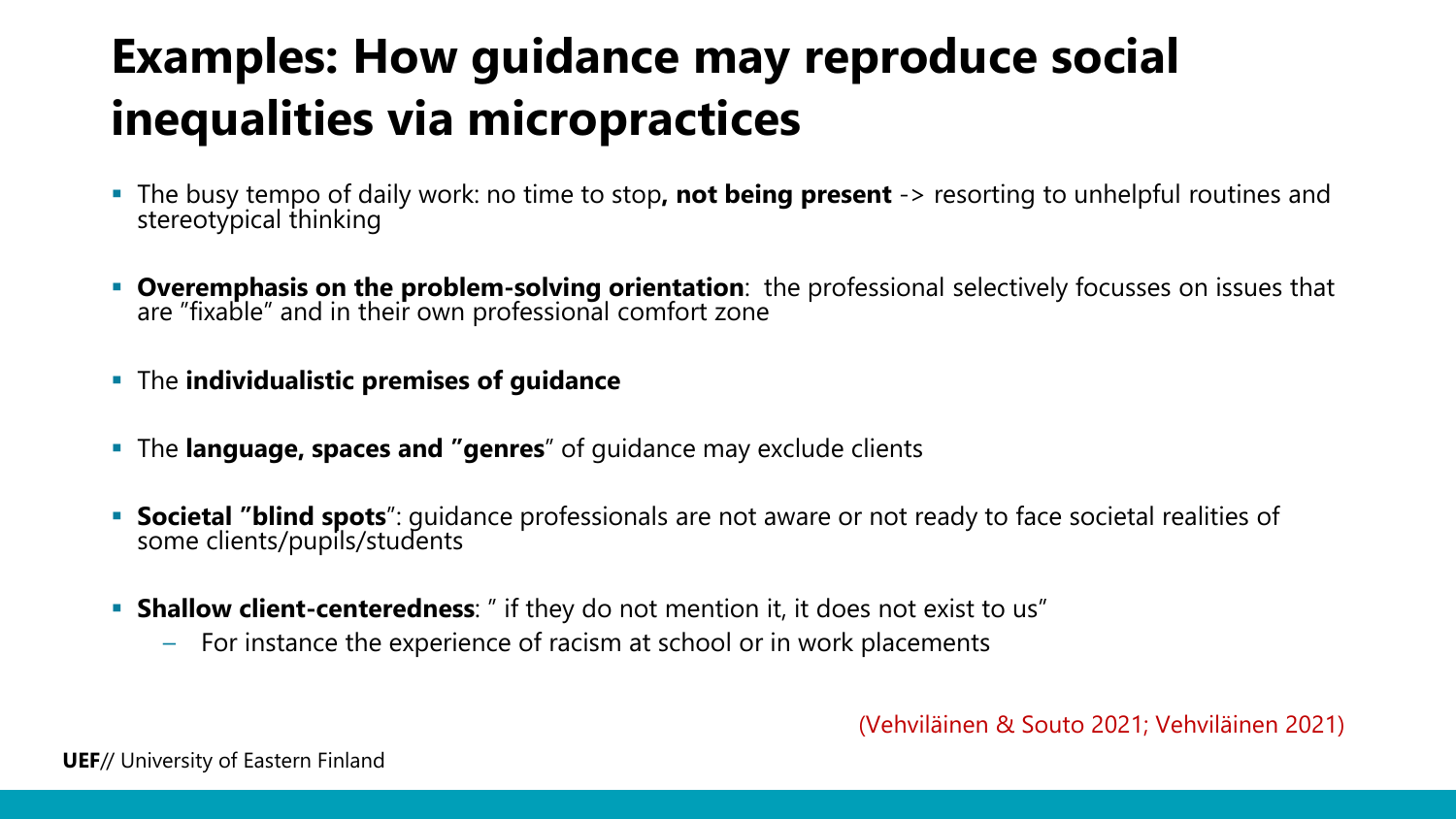# Examples: How guidance may reproduce social inequalities via micropractices

- The busy tempo of daily work: no time to stop**, not being present** -> resorting to unhelpful routines and stereotypical thinking
- **Overemphasis on the problem-solving orientation**: the professional selectively focusses on issues that are ”fixable” and in their own professional comfort zone
- The **individualistic premises of guidance**
- The **language, spaces and ”genres**” of guidance may exclude clients
- **Societal ”blind spots**”: guidance professionals are not aware or not ready to face societal realities of some clients/pupils/students
- **Shallow client-centeredness**: ” if they do not mention it, it does not exist to us”
  - For instance the experience of racism at school or in work placements

(Vehviläinen & Souto 2021; Vehviläinen 2021)

**UEF**// University of Eastern Finland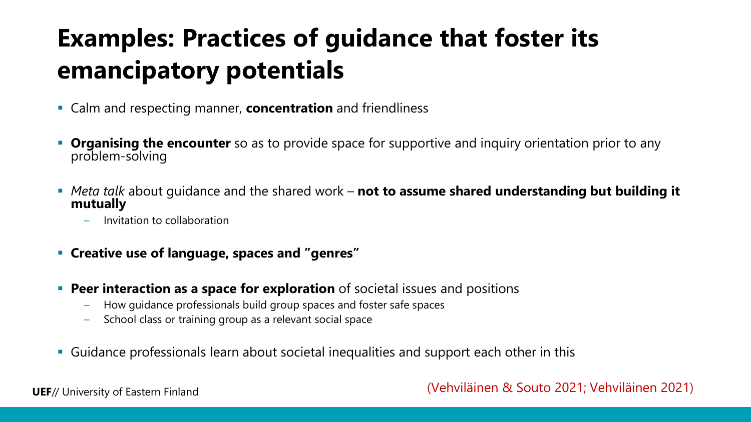# Examples: Practices of guidance that foster its emancipatory potentials

- Calm and respecting manner, **concentration** and friendliness
- **Organising the encounter** so as to provide space for supportive and inquiry orientation prior to any problem-solving
- *Meta talk* about guidance and the shared work – **not to assume shared understanding but building it mutually**
  - Invitation to collaboration
- **Creative use of language, spaces and "genres"**
- **Peer interaction as a space for exploration** of societal issues and positions
  - How guidance professionals build group spaces and foster safe spaces
  - School class or training group as a relevant social space
- Guidance professionals learn about societal inequalities and support each other in this

(Vehviläinen & Souto 2021; Vehviläinen 2021)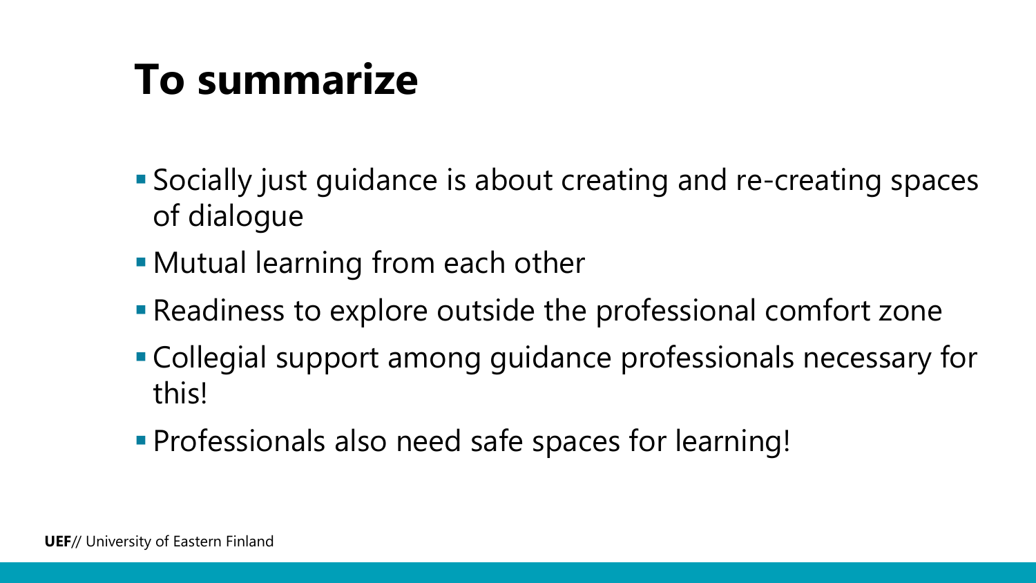# To summarize

- Socially just guidance is about creating and re-creating spaces of dialogue
- Mutual learning from each other
- Readiness to explore outside the professional comfort zone
- Collegial support among guidance professionals necessary for this!
- Professionals also need safe spaces for learning!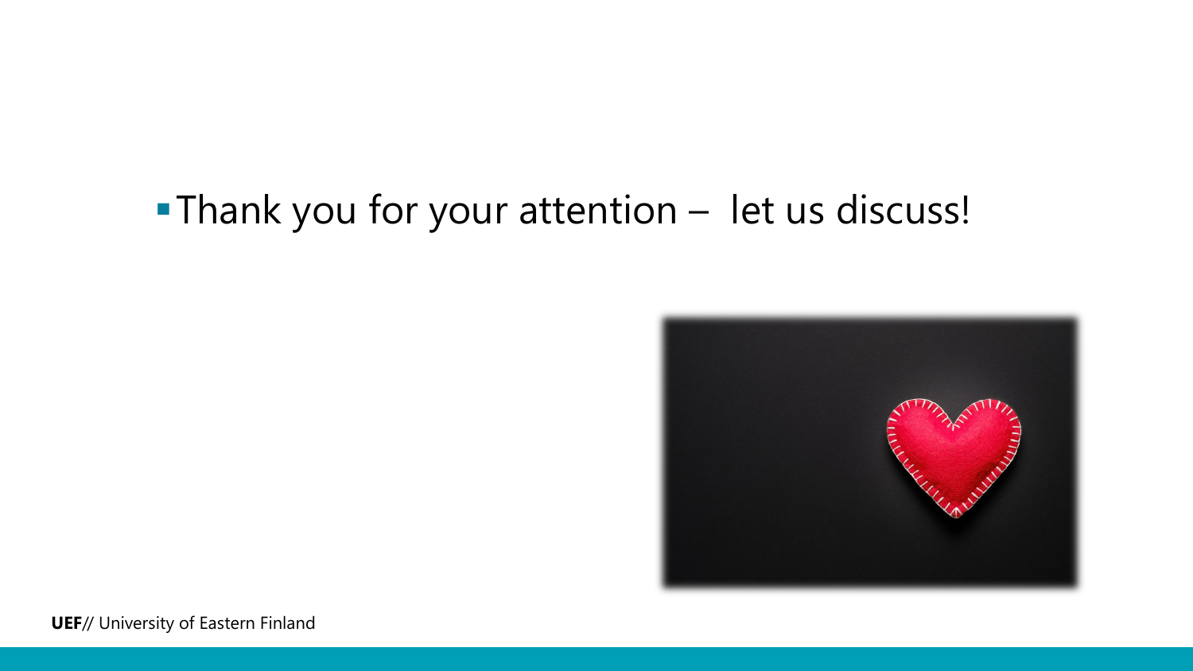- Thank you for your attention –  let us discuss!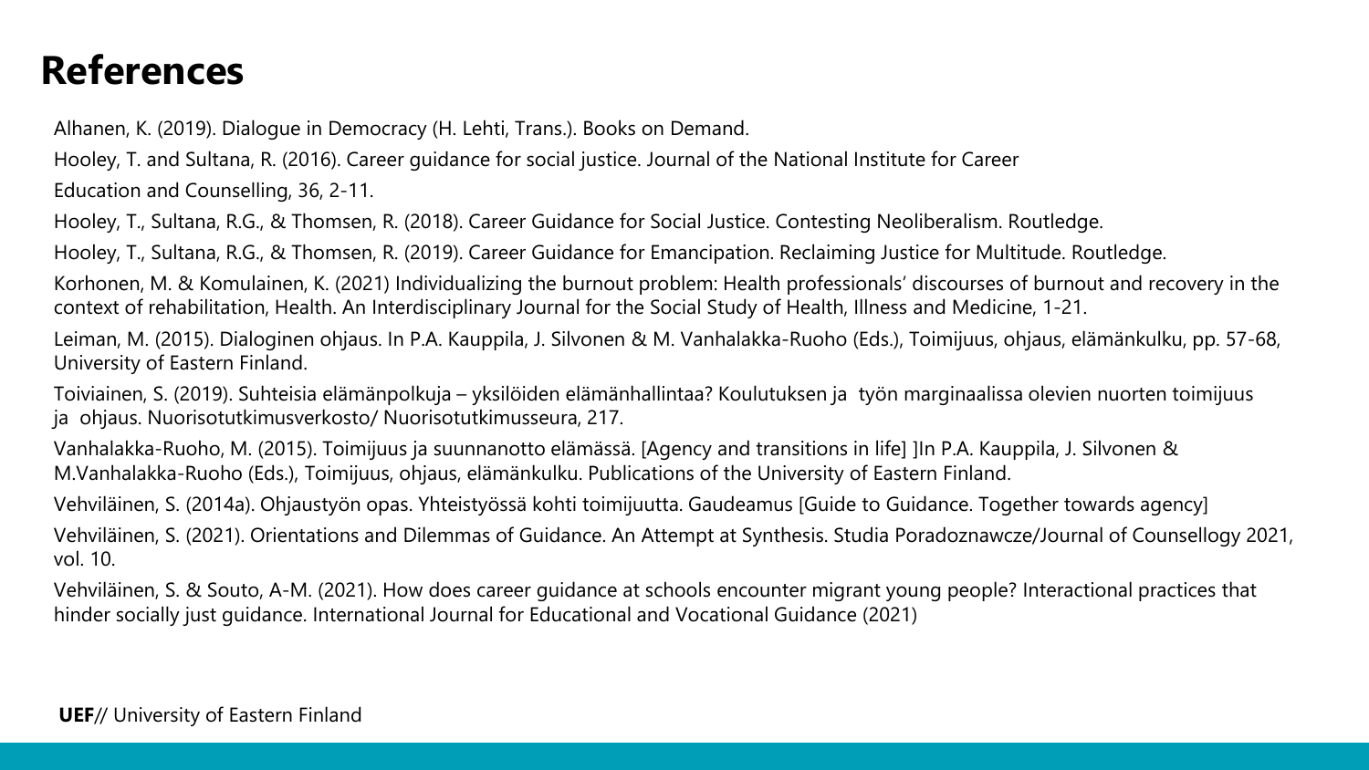# References

Alhanen, K. (2019). Dialogue in Democracy (H. Lehti, Trans.). Books on Demand.

Hooley, T. and Sultana, R. (2016). Career guidance for social justice. Journal of the National Institute for Career Education and Counselling, 36, 2-11.

Hooley, T., Sultana, R.G., & Thomsen, R. (2018). Career Guidance for Social Justice. Contesting Neoliberalism. Routledge.

Hooley, T., Sultana, R.G., & Thomsen, R. (2019). Career Guidance for Emancipation. Reclaiming Justice for Multitude. Routledge.

Korhonen, M. & Komulainen, K. (2021) Individualizing the burnout problem: Health professionals' discourses of burnout and recovery in the context of rehabilitation, Health. An Interdisciplinary Journal for the Social Study of Health, Illness and Medicine, 1-21.

Leiman, M. (2015). Dialoginen ohjaus. In P.A. Kauppila, J. Silvonen & M. Vanhalakka-Ruoho (Eds.), Toimijuus, ohjaus, elämänkulku, pp. 57-68, University of Eastern Finland.

Toiviainen, S. (2019). Suhteisia elämänpolkuja – yksilöiden elämänhallintaa? Koulutuksen ja työn marginaalissa olevien nuorten toimijuus ja ohjaus. Nuorisotutkimusverkosto/ Nuorisotutkimusseura, 217.

Vanhalakka-Ruoho, M. (2015). Toimijuus ja suunnanotto elämässä. [Agency and transitions in life] ]In P.A. Kauppila, J. Silvonen & M.Vanhalakka-Ruoho (Eds.), Toimijuus, ohjaus, elämänkulku. Publications of the University of Eastern Finland.

Vehviläinen, S. (2014a). Ohjaustyön opas. Yhteistyössä kohti toimijuutta. Gaudeamus [Guide to Guidance. Together towards agency]

Vehviläinen, S. (2021). Orientations and Dilemmas of Guidance. An Attempt at Synthesis. Studia Poradoznawcze/Journal of Counsellogy 2021, vol. 10.

Vehviläinen, S. & Souto, A-M. (2021). How does career guidance at schools encounter migrant young people? Interactional practices that hinder socially just guidance. International Journal for Educational and Vocational Guidance (2021)